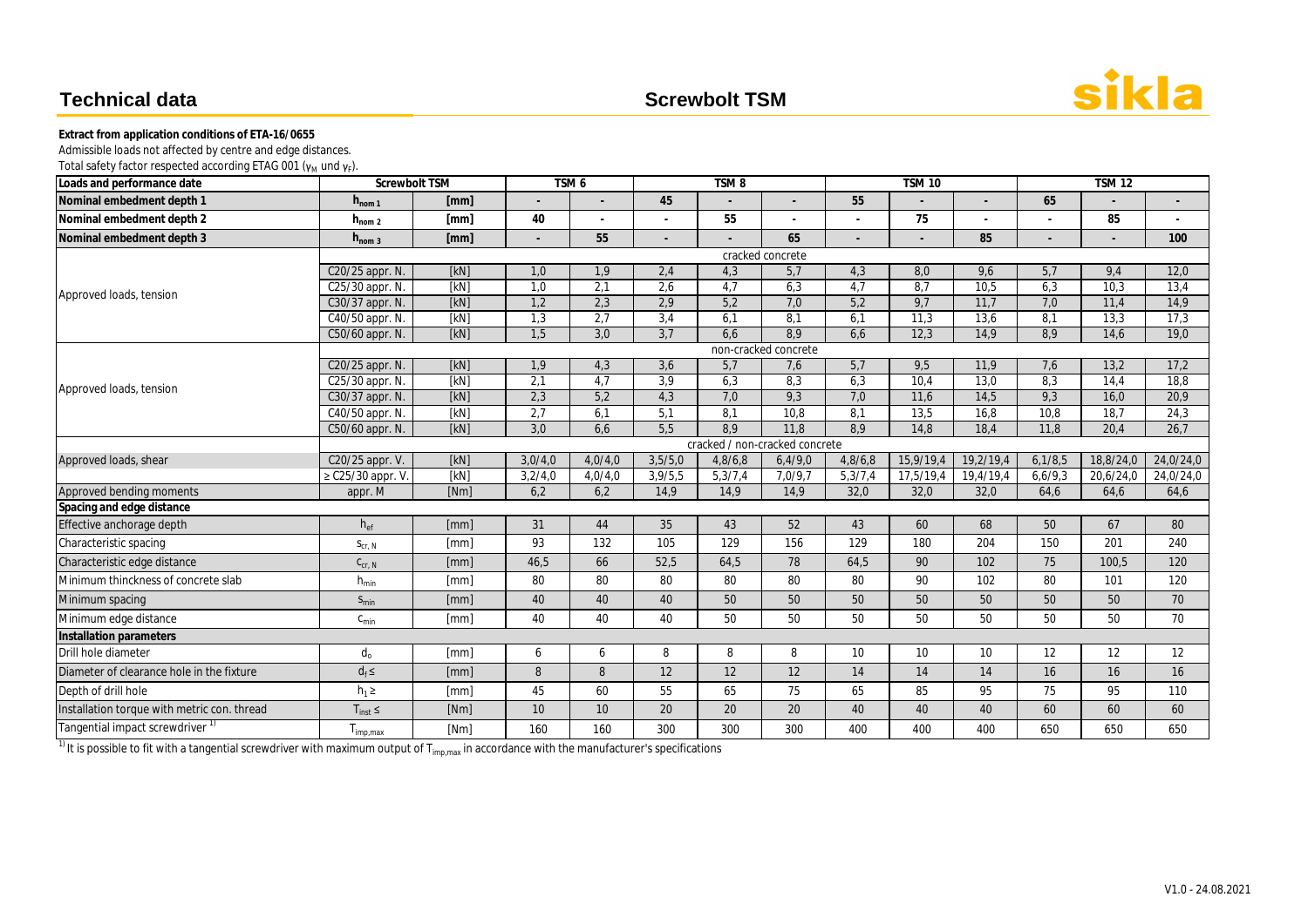# Technical data

## Screwbolt TSM

**Extract from application conditions of ETA-16/0655**

Admissible loads not affected by centre and edge distances.
Total safety factor respected according ETAG 001 ($\gamma_M$ und $\gamma_F$).

| Loads and performance date | Screwbolt TSM | | TSM 6 | | TSM 8 | | | TSM 10 | | | TSM 12 | | |
|---|---|---|---|---|---|---|---|---|---|---|---|---|---|
| **Nominal embedment depth 1** | $h_{nom\,1}$ | [mm] | - | - | 45 | - | - | 55 | - | - | 65 | - | - |
| **Nominal embedment depth 2** | $h_{nom\,2}$ | [mm] | 40 | - | - | 55 | - | - | 75 | - | - | 85 | - |
| **Nominal embedment depth 3** | $h_{nom\,3}$ | [mm] | - | 55 | - | - | 65 | - | - | 85 | - | - | 100 |
| | cracked concrete | | | | | | | | | | | | |
| Approved loads, tension | C20/25 appr. N. | [kN] | 1,0 | 1,9 | 2,4 | 4,3 | 5,7 | 4,3 | 8,0 | 9,6 | 5,7 | 9,4 | 12,0 |
| | C25/30 appr. N. | [kN] | 1,0 | 2,1 | 2,6 | 4,7 | 6,3 | 4,7 | 8,7 | 10,5 | 6,3 | 10,3 | 13,4 |
| | C30/37 appr. N. | [kN] | 1,2 | 2,3 | 2,9 | 5,2 | 7,0 | 5,2 | 9,7 | 11,7 | 7,0 | 11,4 | 14,9 |
| | C40/50 appr. N. | [kN] | 1,3 | 2,7 | 3,4 | 6,1 | 8,1 | 6,1 | 11,3 | 13,6 | 8,1 | 13,3 | 17,3 |
| | C50/60 appr. N. | [kN] | 1,5 | 3,0 | 3,7 | 6,6 | 8,9 | 6,6 | 12,3 | 14,9 | 8,9 | 14,6 | 19,0 |
| | non-cracked concrete | | | | | | | | | | | | |
| Approved loads, tension | C20/25 appr. N. | [kN] | 1,9 | 4,3 | 3,6 | 5,7 | 7,6 | 5,7 | 9,5 | 11,9 | 7,6 | 13,2 | 17,2 |
| | C25/30 appr. N. | [kN] | 2,1 | 4,7 | 3,9 | 6,3 | 8,3 | 6,3 | 10,4 | 13,0 | 8,3 | 14,4 | 18,8 |
| | C30/37 appr. N. | [kN] | 2,3 | 5,2 | 4,3 | 7,0 | 9,3 | 7,0 | 11,6 | 14,5 | 9,3 | 16,0 | 20,9 |
| | C40/50 appr. N. | [kN] | 2,7 | 6,1 | 5,1 | 8,1 | 10,8 | 8,1 | 13,5 | 16,8 | 10,8 | 18,7 | 24,3 |
| | C50/60 appr. N. | [kN] | 3,0 | 6,6 | 5,5 | 8,9 | 11,8 | 8,9 | 14,8 | 18,4 | 11,8 | 20,4 | 26,7 |
| | cracked / non-cracked concrete | | | | | | | | | | | | |
| Approved loads, shear | C20/25 appr. V. | [kN] | 3,0/4,0 | 4,0/4,0 | 3,5/5,0 | 4,8/6,8 | 6,4/9,0 | 4,8/6,8 | 15,9/19,4 | 19,2/19,4 | 6,1/8,5 | 18,8/24,0 | 24,0/24,0 |
| | ≥ C25/30 appr. V. | [kN] | 3,2/4,0 | 4,0/4,0 | 3,9/5,5 | 5,3/7,4 | 7,0/9,7 | 5,3/7,4 | 17,5/19,4 | 19,4/19,4 | 6,6/9,3 | 20,6/24,0 | 24,0/24,0 |
| Approved bending moments | appr. M | [Nm] | 6,2 | 6,2 | 14,9 | 14,9 | 14,9 | 32,0 | 32,0 | 32,0 | 64,6 | 64,6 | 64,6 |
| **Spacing and edge distance** | | | | | | | | | | | | | |
| Effective anchorage depth | $h_{ef}$ | [mm] | 31 | 44 | 35 | 43 | 52 | 43 | 60 | 68 | 50 | 67 | 80 |
| Characteristic spacing | $s_{cr,\,N}$ | [mm] | 93 | 132 | 105 | 129 | 156 | 129 | 180 | 204 | 150 | 201 | 240 |
| Characteristic edge distance | $c_{cr,\,N}$ | [mm] | 46,5 | 66 | 52,5 | 64,5 | 78 | 64,5 | 90 | 102 | 75 | 100,5 | 120 |
| Minimum thinckness of concrete slab | $h_{min}$ | [mm] | 80 | 80 | 80 | 80 | 80 | 80 | 90 | 102 | 80 | 101 | 120 |
| Minimum spacing | $s_{min}$ | [mm] | 40 | 40 | 40 | 50 | 50 | 50 | 50 | 50 | 50 | 50 | 70 |
| Minimum edge distance | $c_{min}$ | [mm] | 40 | 40 | 40 | 50 | 50 | 50 | 50 | 50 | 50 | 50 | 70 |
| **Installation parameters** | | | | | | | | | | | | | |
| Drill hole diameter | $d_o$ | [mm] | 6 | 6 | 8 | 8 | 8 | 10 | 10 | 10 | 12 | 12 | 12 |
| Diameter of clearance hole in the fixture | $d_f \leq$ | [mm] | 8 | 8 | 12 | 12 | 12 | 14 | 14 | 14 | 16 | 16 | 16 |
| Depth of drill hole | $h_1 \geq$ | [mm] | 45 | 60 | 55 | 65 | 75 | 65 | 85 | 95 | 75 | 95 | 110 |
| Installation torque with metric con. thread | $T_{inst} \leq$ | [Nm] | 10 | 10 | 20 | 20 | 20 | 40 | 40 | 40 | 60 | 60 | 60 |
| Tangential impact screwdriver [1] | $T_{imp,max}$ | [Nm] | 160 | 160 | 300 | 300 | 300 | 400 | 400 | 400 | 650 | 650 | 650 |

[1] It is possible to fit with a tangential screwdriver with maximum output of $T_{imp,max}$ in accordance with the manufacturer's specifications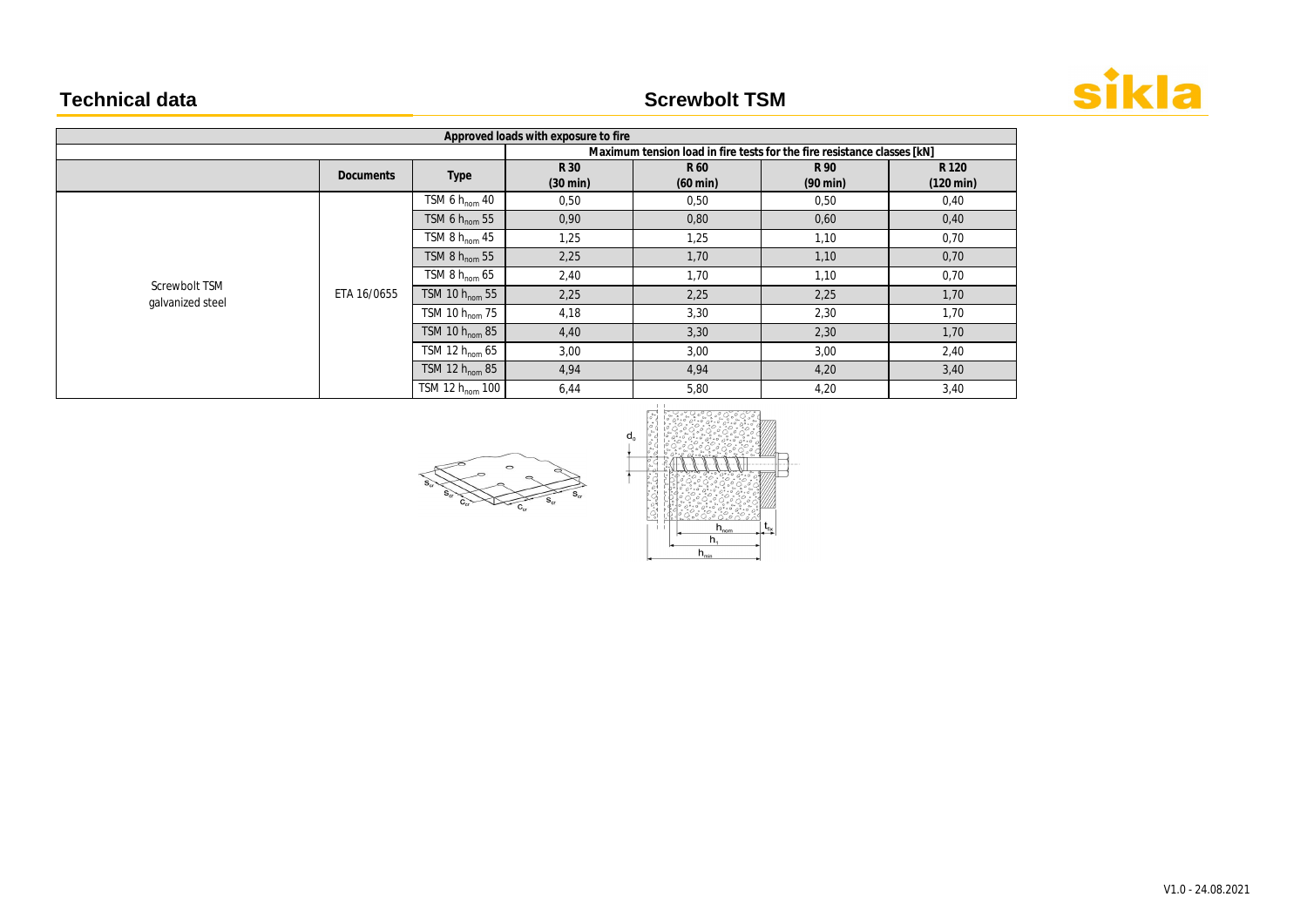# Technical data

## Screwbolt TSM

| Approved loads with exposure to fire | | | | | | |
|---|---|---|---|---|---|---|
| | | | Maximum tension load in fire tests for the fire resistance classes [kN] | | | |
| | Documents | Type | R 30 (30 min) | R 60 (60 min) | R 90 (90 min) | R 120 (120 min) |
| Screwbolt TSM galvanized steel | ETA 16/0655 | TSM 6 $h_{nom}$ 40 | 0,50 | 0,50 | 0,50 | 0,40 |
| | | TSM 6 $h_{nom}$ 55 | 0,90 | 0,80 | 0,60 | 0,40 |
| | | TSM 8 $h_{nom}$ 45 | 1,25 | 1,25 | 1,10 | 0,70 |
| | | TSM 8 $h_{nom}$ 55 | 2,25 | 1,70 | 1,10 | 0,70 |
| | | TSM 8 $h_{nom}$ 65 | 2,40 | 1,70 | 1,10 | 0,70 |
| | | TSM 10 $h_{nom}$ 55 | 2,25 | 2,25 | 2,25 | 1,70 |
| | | TSM 10 $h_{nom}$ 75 | 4,18 | 3,30 | 2,30 | 1,70 |
| | | TSM 10 $h_{nom}$ 85 | 4,40 | 3,30 | 2,30 | 1,70 |
| | | TSM 12 $h_{nom}$ 65 | 3,00 | 3,00 | 3,00 | 2,40 |
| | | TSM 12 $h_{nom}$ 85 | 4,94 | 4,94 | 4,20 | 3,40 |
| | | TSM 12 $h_{nom}$ 100 | 6,44 | 5,80 | 4,20 | 3,40 |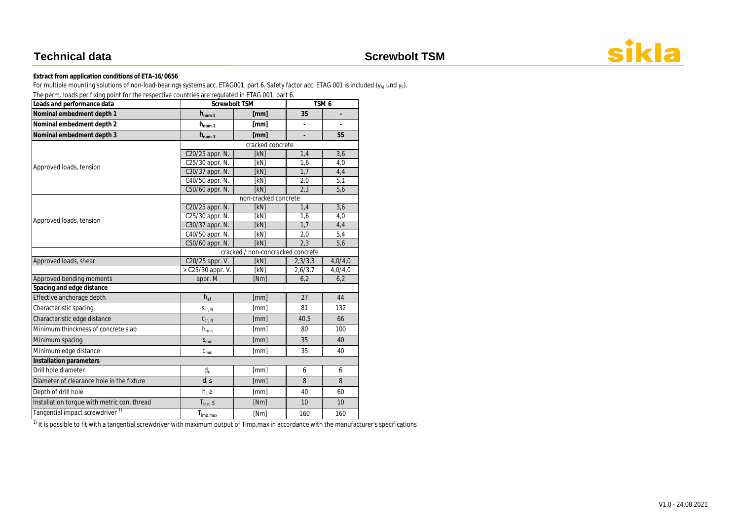# Technical data

## Screwbolt TSM

**Extract from application conditions of ETA-16/0656**

For multiple mounting solutions of non-load-bearings systems acc. ETAG001, part 6. Safety factor acc. ETAG 001 is included ($\gamma_M$ und $\gamma_F$).

The perm. loads per fixing point for the respective countries are regulated in ETAG 001, part 6.

| Loads and performance data | Screwbolt TSM | | TSM 6 | |
|---|---|---|---|---|
| **Nominal embedment depth 1** | $h_{nom\,1}$ | [mm] | 35 | - |
| **Nominal embedment depth 2** | $h_{nom\,2}$ | [mm] | - | - |
| **Nominal embedment depth 3** | $h_{nom\,3}$ | [mm] | - | 55 |
| | cracked concrete | | | |
| Approved loads, tension | C20/25 appr. N. | [kN] | 1,4 | 3,6 |
| | C25/30 appr. N. | [kN] | 1,6 | 4,0 |
| | C30/37 appr. N. | [kN] | 1,7 | 4,4 |
| | C40/50 appr. N. | [kN] | 2,0 | 5,1 |
| | C50/60 appr. N. | [kN] | 2,3 | 5,6 |
| | non-cracked concrete | | | |
| Approved loads, tension | C20/25 appr. N. | [kN] | 1,4 | 3,6 |
| | C25/30 appr. N. | [kN] | 1,6 | 4,0 |
| | C30/37 appr. N. | [kN] | 1,7 | 4,4 |
| | C40/50 appr. N. | [kN] | 2,0 | 5,4 |
| | C50/60 appr. N. | [kN] | 2,3 | 5,6 |
| | cracked / non-concracked concrete | | | |
| Approved loads, shear | C20/25 appr. V. | [kN] | 2,3/3,3 | 4,0/4,0 |
| | ≥ C25/30 appr. V. | [kN] | 2,6/3,7 | 4,0/4,0 |
| Approved bending moments | appr. M | [Nm] | 6,2 | 6,2 |
| **Spacing and edge distance** | | | | |
| Effective anchorage depth | $h_{ef}$ | [mm] | 27 | 44 |
| Characteristic spacing | $s_{cr,\,N}$ | [mm] | 81 | 132 |
| Characteristic edge distance | $c_{cr,\,N}$ | [mm] | 40,5 | 66 |
| Minimum thinckness of concrete slab | $h_{min}$ | [mm] | 80 | 100 |
| Minimum spacing | $s_{min}$ | [mm] | 35 | 40 |
| Minimum edge distance | $c_{min}$ | [mm] | 35 | 40 |
| **Installation parameters** | | | | |
| Drill hole diameter | $d_0$ | [mm] | 6 | 6 |
| Diameter of clearance hole in the fixture | $d_f \leq$ | [mm] | 8 | 8 |
| Depth of drill hole | $h_1 \geq$ | [mm] | 40 | 60 |
| Installation torque with metric con. thread | $T_{inst} \leq$ | [Nm] | 10 | 10 |
| Tangential impact screwdriver [1] | $T_{imp,max}$ | [Nm] | 160 | 160 |

[1] It is possible to fit with a tangential screwdriver with maximum output of Timp,max in accordance with the manufacturer's specifications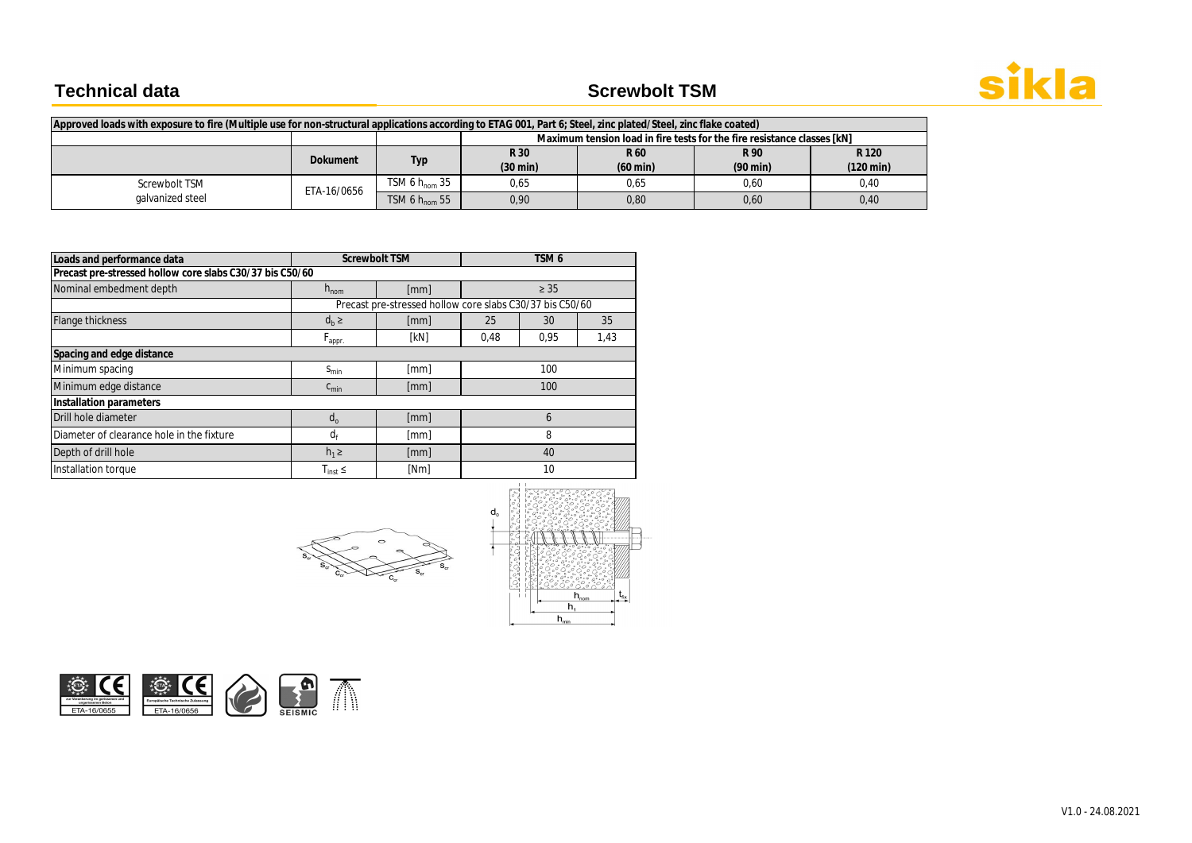# Technical data

## Screwbolt TSM

| Approved loads with exposure to fire (Multiple use for non-structural applications according to ETAG 001, Part 6; Steel, zinc plated/Steel, zinc flake coated) | | | | | | |
|---|---|---|---|---|---|---|
| | | | Maximum tension load in fire tests for the fire resistance classes [kN] | | | |
| | Dokument | Typ | R 30 (30 min) | R 60 (60 min) | R 90 (90 min) | R 120 (120 min) |
| Screwbolt TSM galvanized steel | ETA-16/0656 | TSM 6 $h_{nom}$ 35 | 0,65 | 0,65 | 0,60 | 0,40 |
| | | TSM 6 $h_{nom}$ 55 | 0,90 | 0,80 | 0,60 | 0,40 |

| Loads and performance data | Screwbolt TSM | | TSM 6 | | |
|---|---|---|---|---|---|
| **Precast pre-stressed hollow core slabs C30/37 bis C50/60** | | | | | |
| Nominal embedment depth | $h_{nom}$ | [mm] | ≥ 35 | | |
| | Precast pre-stressed hollow core slabs C30/37 bis C50/60 | | | | |
| Flange thickness | $d_b \geq$ | [mm] | 25 | 30 | 35 |
| | $F_{appr.}$ | [kN] | 0,48 | 0,95 | 1,43 |
| **Spacing and edge distance** | | | | | |
| Minimum spacing | $s_{min}$ | [mm] | 100 | | |
| Minimum edge distance | $c_{min}$ | [mm] | 100 | | |
| **Installation parameters** | | | | | |
| Drill hole diameter | $d_o$ | [mm] | 6 | | |
| Diameter of clearance hole in the fixture | $d_f$ | [mm] | 8 | | |
| Depth of drill hole | $h_1 \geq$ | [mm] | 40 | | |
| Installation torque | $T_{inst} \leq$ | [Nm] | 10 | | |

ETA-16/0655

ETA-16/0656

SEISMIC